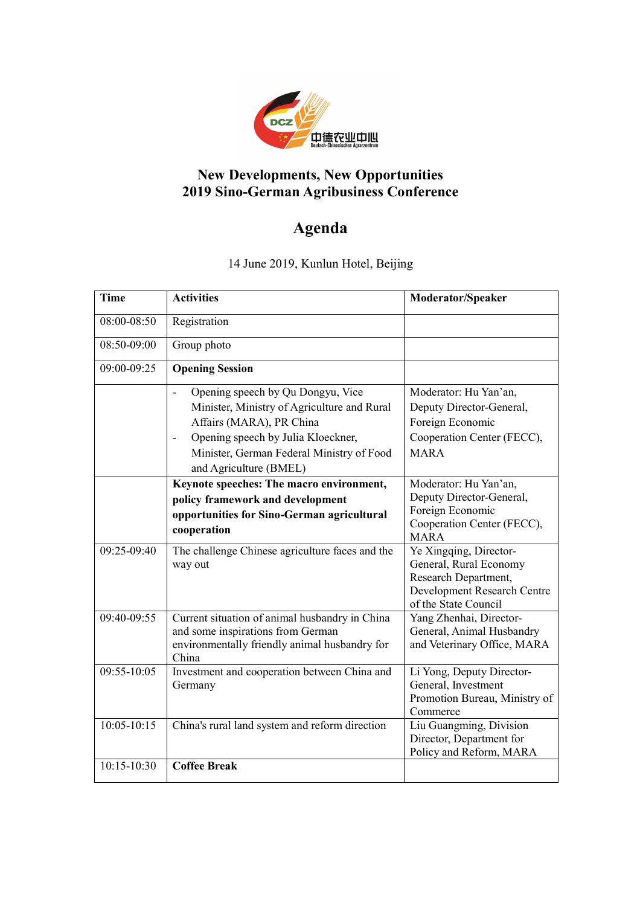# New Developments, New Opportunities
# 2019 Sino-German Agribusiness Conference

## Agenda

14 June 2019, Kunlun Hotel, Beijing

| Time | Activities | Moderator/Speaker |
|---|---|---|
| 08:00-08:50 | Registration | |
| 08:50-09:00 | Group photo | |
| 09:00-09:25 | **Opening Session** | |
| | - Opening speech by Qu Dongyu, Vice Minister, Ministry of Agriculture and Rural Affairs (MARA), PR China<br>- Opening speech by Julia Kloeckner, Minister, German Federal Ministry of Food and Agriculture (BMEL) | Moderator: Hu Yan'an, Deputy Director-General, Foreign Economic Cooperation Center (FECC), MARA |
| | **Keynote speeches: The macro environment, policy framework and development opportunities for Sino-German agricultural cooperation** | Moderator: Hu Yan'an, Deputy Director-General, Foreign Economic Cooperation Center (FECC), MARA |
| 09:25-09:40 | The challenge Chinese agriculture faces and the way out | Ye Xingqing, Director-General, Rural Economy Research Department, Development Research Centre of the State Council |
| 09:40-09:55 | Current situation of animal husbandry in China and some inspirations from German environmentally friendly animal husbandry for China | Yang Zhenhai, Director-General, Animal Husbandry and Veterinary Office, MARA |
| 09:55-10:05 | Investment and cooperation between China and Germany | Li Yong, Deputy Director-General, Investment Promotion Bureau, Ministry of Commerce |
| 10:05-10:15 | China's rural land system and reform direction | Liu Guangming, Division Director, Department for Policy and Reform, MARA |
| 10:15-10:30 | **Coffee Break** | |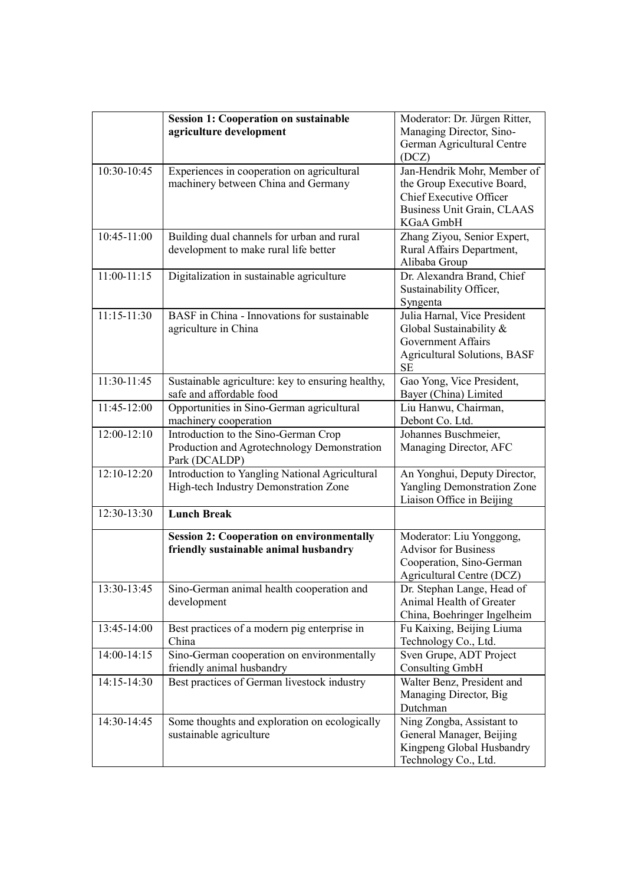| | | |
|---|---|---|
| | **Session 1: Cooperation on sustainable agriculture development** | Moderator: Dr. Jürgen Ritter, Managing Director, Sino-German Agricultural Centre (DCZ) |
| 10:30-10:45 | Experiences in cooperation on agricultural machinery between China and Germany | Jan-Hendrik Mohr, Member of the Group Executive Board, Chief Executive Officer Business Unit Grain, CLAAS KGaA GmbH |
| 10:45-11:00 | Building dual channels for urban and rural development to make rural life better | Zhang Ziyou, Senior Expert, Rural Affairs Department, Alibaba Group |
| 11:00-11:15 | Digitalization in sustainable agriculture | Dr. Alexandra Brand, Chief Sustainability Officer, Syngenta |
| 11:15-11:30 | BASF in China - Innovations for sustainable agriculture in China | Julia Harnal, Vice President Global Sustainability & Government Affairs Agricultural Solutions, BASF SE |
| 11:30-11:45 | Sustainable agriculture: key to ensuring healthy, safe and affordable food | Gao Yong, Vice President, Bayer (China) Limited |
| 11:45-12:00 | Opportunities in Sino-German agricultural machinery cooperation | Liu Hanwu, Chairman, Debont Co. Ltd. |
| 12:00-12:10 | Introduction to the Sino-German Crop Production and Agrotechnology Demonstration Park (DCALDP) | Johannes Buschmeier, Managing Director, AFC |
| 12:10-12:20 | Introduction to Yangling National Agricultural High-tech Industry Demonstration Zone | An Yonghui, Deputy Director, Yangling Demonstration Zone Liaison Office in Beijing |
| 12:30-13:30 | **Lunch Break** | |
| | **Session 2: Cooperation on environmentally friendly sustainable animal husbandry** | Moderator: Liu Yonggong, Advisor for Business Cooperation, Sino-German Agricultural Centre (DCZ) |
| 13:30-13:45 | Sino-German animal health cooperation and development | Dr. Stephan Lange, Head of Animal Health of Greater China, Boehringer Ingelheim |
| 13:45-14:00 | Best practices of a modern pig enterprise in China | Fu Kaixing, Beijing Liuma Technology Co., Ltd. |
| 14:00-14:15 | Sino-German cooperation on environmentally friendly animal husbandry | Sven Grupe, ADT Project Consulting GmbH |
| 14:15-14:30 | Best practices of German livestock industry | Walter Benz, President and Managing Director, Big Dutchman |
| 14:30-14:45 | Some thoughts and exploration on ecologically sustainable agriculture | Ning Zongba, Assistant to General Manager, Beijing Kingpeng Global Husbandry Technology Co., Ltd. |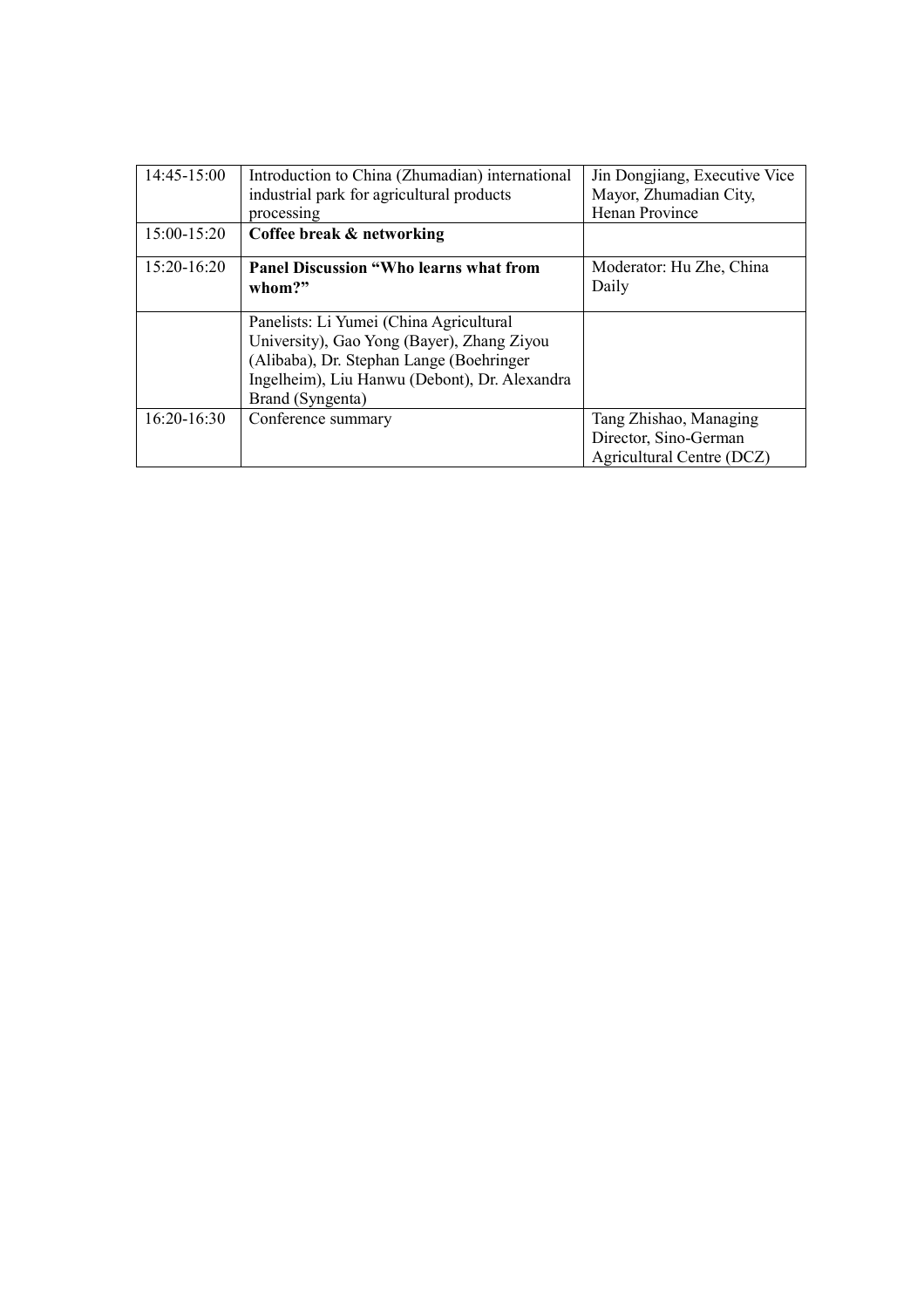| | | |
|---|---|---|
| 14:45-15:00 | Introduction to China (Zhumadian) international industrial park for agricultural products processing | Jin Dongjiang, Executive Vice Mayor, Zhumadian City, Henan Province |
| 15:00-15:20 | **Coffee break & networking** | |
| 15:20-16:20 | **Panel Discussion "Who learns what from whom?"** | Moderator: Hu Zhe, China Daily |
| | Panelists: Li Yumei (China Agricultural University), Gao Yong (Bayer), Zhang Ziyou (Alibaba), Dr. Stephan Lange (Boehringer Ingelheim), Liu Hanwu (Debont), Dr. Alexandra Brand (Syngenta) | |
| 16:20-16:30 | Conference summary | Tang Zhishao, Managing Director, Sino-German Agricultural Centre (DCZ) |